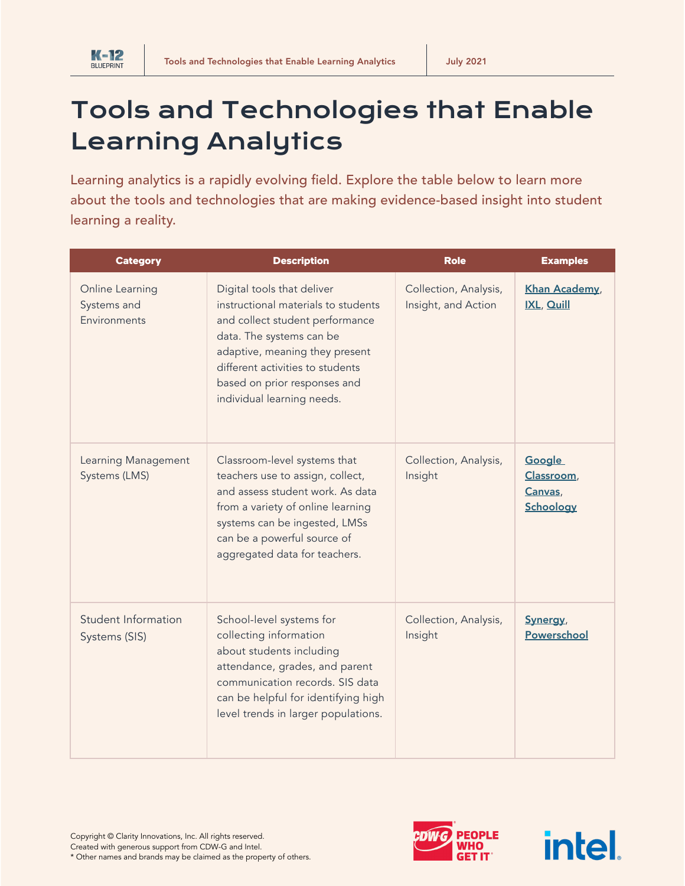# Tools and Technologies that Enable Learning Analytics

Learning analytics is a rapidly evolving field. Explore the table below to learn more about the tools and technologies that are making evidence-based insight into student learning a reality.

| Category | Description | Role | Examples |
|---|---|---|---|
| Online Learning Systems and Environments | Digital tools that deliver instructional materials to students and collect student performance data. The systems can be adaptive, meaning they present different activities to students based on prior responses and individual learning needs. | Collection, Analysis, Insight, and Action | Khan Academy, IXL, Quill |
| Learning Management Systems (LMS) | Classroom-level systems that teachers use to assign, collect, and assess student work. As data from a variety of online learning systems can be ingested, LMSs can be a powerful source of aggregated data for teachers. | Collection, Analysis, Insight | Google Classroom, Canvas, Schoology |
| Student Information Systems (SIS) | School-level systems for collecting information about students including attendance, grades, and parent communication records. SIS data can be helpful for identifying high level trends in larger populations. | Collection, Analysis, Insight | Synergy, Powerschool |

Copyright © Clarity Innovations, Inc. All rights reserved.
Created with generous support from CDW-G and Intel.
* Other names and brands may be claimed as the property of others.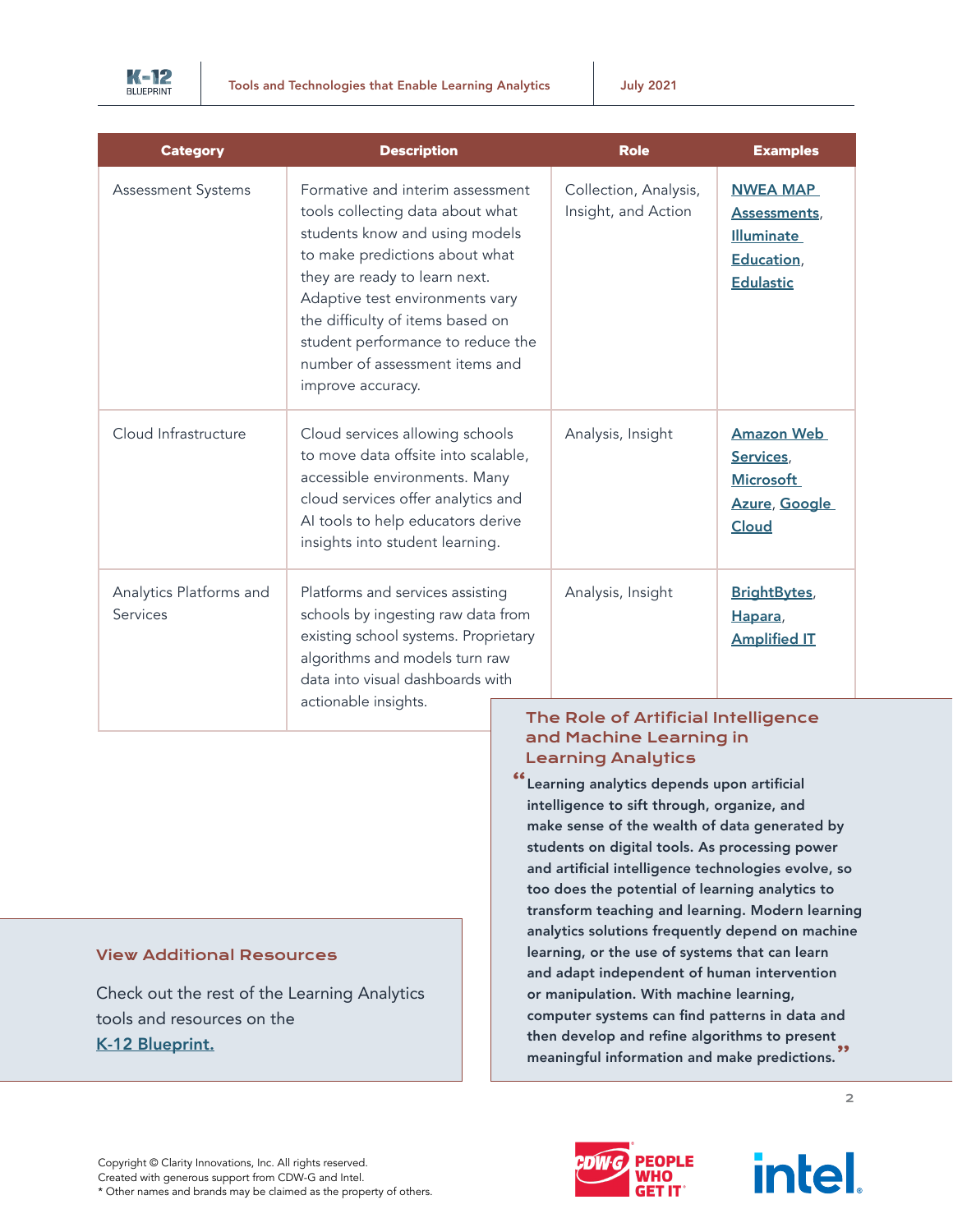| Category | Description | Role | Examples |
|---|---|---|---|
| Assessment Systems | Formative and interim assessment tools collecting data about what students know and using models to make predictions about what they are ready to learn next. Adaptive test environments vary the difficulty of items based on student performance to reduce the number of assessment items and improve accuracy. | Collection, Analysis, Insight, and Action | NWEA MAP Assessments, Illuminate Education, Edulastic |
| Cloud Infrastructure | Cloud services allowing schools to move data offsite into scalable, accessible environments. Many cloud services offer analytics and AI tools to help educators derive insights into student learning. | Analysis, Insight | Amazon Web Services, Microsoft Azure, Google Cloud |
| Analytics Platforms and Services | Platforms and services assisting schools by ingesting raw data from existing school systems. Proprietary algorithms and models turn raw data into visual dashboards with actionable insights. | Analysis, Insight | BrightBytes, Hapara, Amplified IT |

### The Role of Artificial Intelligence and Machine Learning in Learning Analytics

**"Learning analytics depends upon artificial intelligence to sift through, organize, and make sense of the wealth of data generated by students on digital tools. As processing power and artificial intelligence technologies evolve, so too does the potential of learning analytics to transform teaching and learning. Modern learning analytics solutions frequently depend on machine learning, or the use of systems that can learn and adapt independent of human intervention or manipulation. With machine learning, computer systems can find patterns in data and then develop and refine algorithms to present meaningful information and make predictions."**

### View Additional Resources

Check out the rest of the Learning Analytics tools and resources on the K-12 Blueprint.

Copyright © Clarity Innovations, Inc. All rights reserved.
Created with generous support from CDW-G and Intel.
* Other names and brands may be claimed as the property of others.